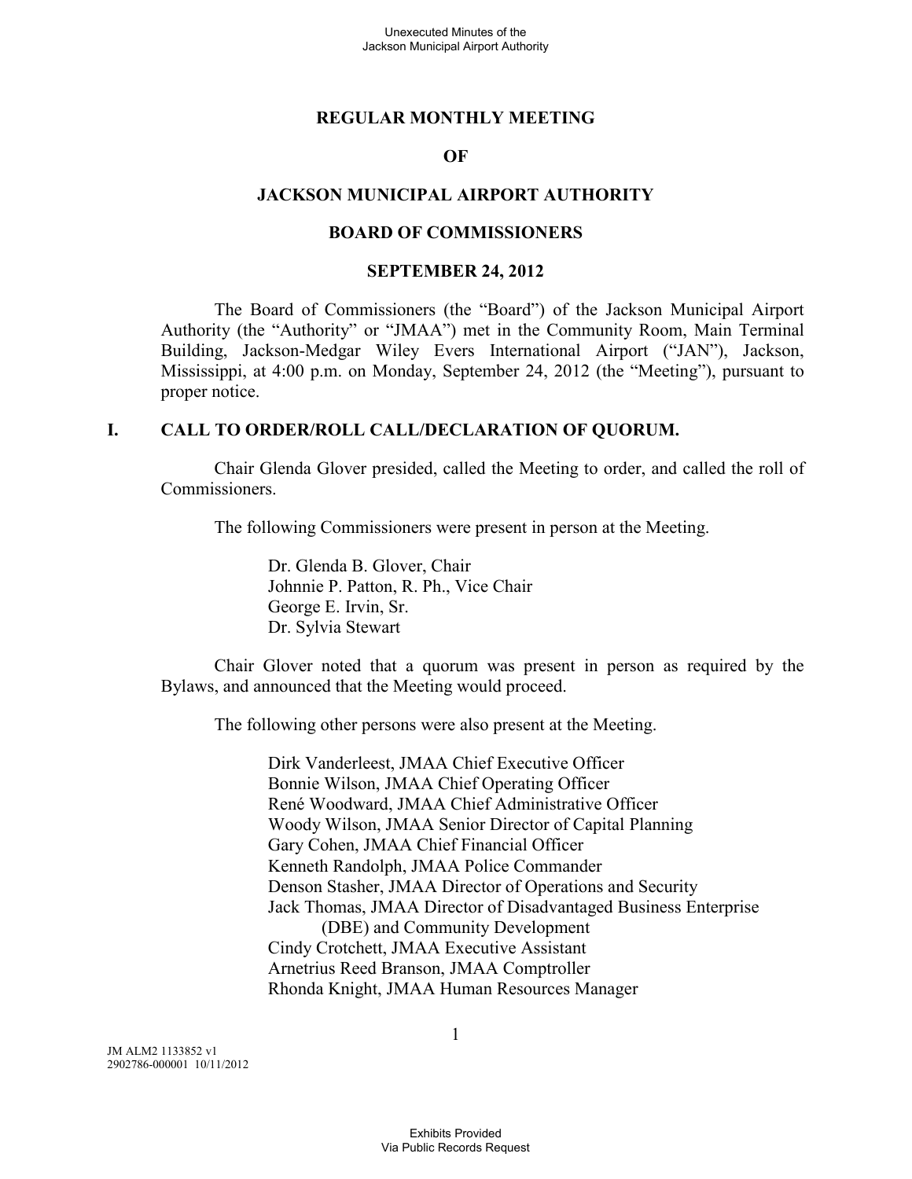# REGULAR MONTHLY MEETING

# OF

# JACKSON MUNICIPAL AIRPORT AUTHORITY

# BOARD OF COMMISSIONERS

# SEPTEMBER 24, 2012

The Board of Commissioners (the "Board") of the Jackson Municipal Airport Authority (the "Authority" or "JMAA") met in the Community Room, Main Terminal Building, Jackson-Medgar Wiley Evers International Airport ("JAN"), Jackson, Mississippi, at 4:00 p.m. on Monday, September 24, 2012 (the "Meeting"), pursuant to proper notice.

## I. CALL TO ORDER/ROLL CALL/DECLARATION OF QUORUM.

Chair Glenda Glover presided, called the Meeting to order, and called the roll of Commissioners.

The following Commissioners were present in person at the Meeting.

Dr. Glenda B. Glover, Chair
Johnnie P. Patton, R. Ph., Vice Chair
George E. Irvin, Sr.
Dr. Sylvia Stewart

Chair Glover noted that a quorum was present in person as required by the Bylaws, and announced that the Meeting would proceed.

The following other persons were also present at the Meeting.

Dirk Vanderleest, JMAA Chief Executive Officer
Bonnie Wilson, JMAA Chief Operating Officer
René Woodward, JMAA Chief Administrative Officer
Woody Wilson, JMAA Senior Director of Capital Planning
Gary Cohen, JMAA Chief Financial Officer
Kenneth Randolph, JMAA Police Commander
Denson Stasher, JMAA Director of Operations and Security
Jack Thomas, JMAA Director of Disadvantaged Business Enterprise (DBE) and Community Development
Cindy Crotchett, JMAA Executive Assistant
Arnetrius Reed Branson, JMAA Comptroller
Rhonda Knight, JMAA Human Resources Manager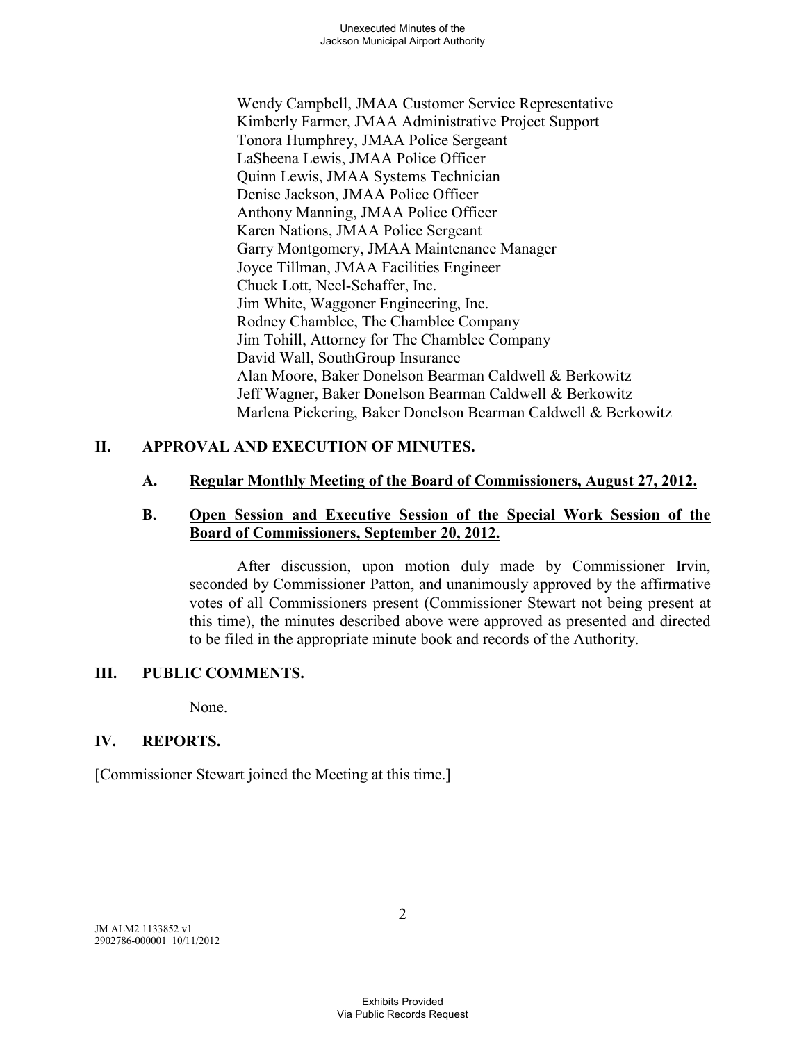Wendy Campbell, JMAA Customer Service Representative
Kimberly Farmer, JMAA Administrative Project Support
Tonora Humphrey, JMAA Police Sergeant
LaSheena Lewis, JMAA Police Officer
Quinn Lewis, JMAA Systems Technician
Denise Jackson, JMAA Police Officer
Anthony Manning, JMAA Police Officer
Karen Nations, JMAA Police Sergeant
Garry Montgomery, JMAA Maintenance Manager
Joyce Tillman, JMAA Facilities Engineer
Chuck Lott, Neel-Schaffer, Inc.
Jim White, Waggoner Engineering, Inc.
Rodney Chamblee, The Chamblee Company
Jim Tohill, Attorney for The Chamblee Company
David Wall, SouthGroup Insurance
Alan Moore, Baker Donelson Bearman Caldwell & Berkowitz
Jeff Wagner, Baker Donelson Bearman Caldwell & Berkowitz
Marlena Pickering, Baker Donelson Bearman Caldwell & Berkowitz

## II. APPROVAL AND EXECUTION OF MINUTES.

### A. Regular Monthly Meeting of the Board of Commissioners, August 27, 2012.

### B. Open Session and Executive Session of the Special Work Session of the Board of Commissioners, September 20, 2012.

After discussion, upon motion duly made by Commissioner Irvin, seconded by Commissioner Patton, and unanimously approved by the affirmative votes of all Commissioners present (Commissioner Stewart not being present at this time), the minutes described above were approved as presented and directed to be filed in the appropriate minute book and records of the Authority.

## III. PUBLIC COMMENTS.

None.

## IV. REPORTS.

[Commissioner Stewart joined the Meeting at this time.]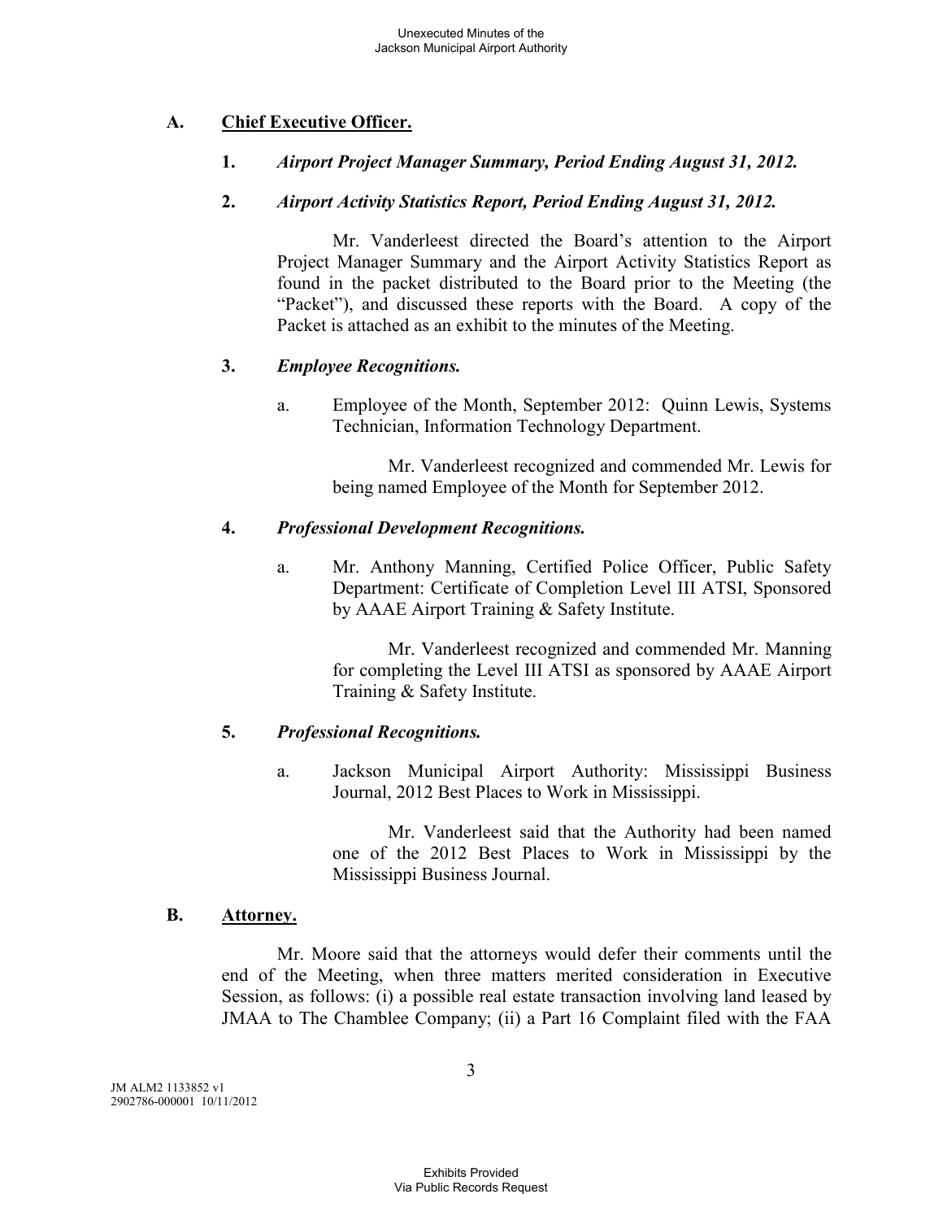## A. Chief Executive Officer.

### 1. *Airport Project Manager Summary, Period Ending August 31, 2012.*

### 2. *Airport Activity Statistics Report, Period Ending August 31, 2012.*

Mr. Vanderleest directed the Board's attention to the Airport Project Manager Summary and the Airport Activity Statistics Report as found in the packet distributed to the Board prior to the Meeting (the "Packet"), and discussed these reports with the Board. A copy of the Packet is attached as an exhibit to the minutes of the Meeting.

### 3. *Employee Recognitions.*

a. Employee of the Month, September 2012: Quinn Lewis, Systems Technician, Information Technology Department.

Mr. Vanderleest recognized and commended Mr. Lewis for being named Employee of the Month for September 2012.

### 4. *Professional Development Recognitions.*

a. Mr. Anthony Manning, Certified Police Officer, Public Safety Department: Certificate of Completion Level III ATSI, Sponsored by AAAE Airport Training & Safety Institute.

Mr. Vanderleest recognized and commended Mr. Manning for completing the Level III ATSI as sponsored by AAAE Airport Training & Safety Institute.

### 5. *Professional Recognitions.*

a. Jackson Municipal Airport Authority: Mississippi Business Journal, 2012 Best Places to Work in Mississippi.

Mr. Vanderleest said that the Authority had been named one of the 2012 Best Places to Work in Mississippi by the Mississippi Business Journal.

## B. Attorney.

Mr. Moore said that the attorneys would defer their comments until the end of the Meeting, when three matters merited consideration in Executive Session, as follows: (i) a possible real estate transaction involving land leased by JMAA to The Chamblee Company; (ii) a Part 16 Complaint filed with the FAA

JM ALM2 1133852 v1
2902786-000001 10/11/2012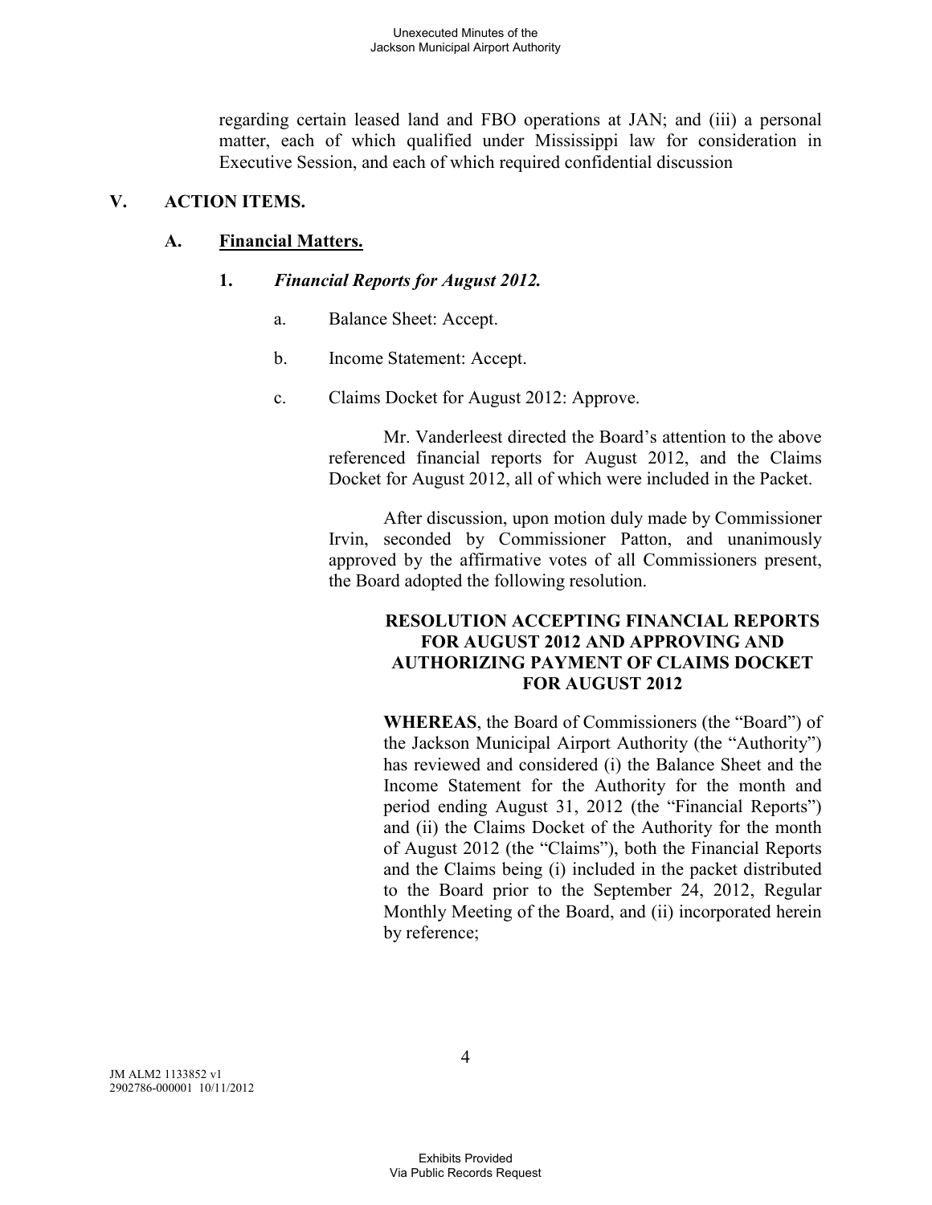regarding certain leased land and FBO operations at JAN; and (iii) a personal matter, each of which qualified under Mississippi law for consideration in Executive Session, and each of which required confidential discussion

## V. ACTION ITEMS.

### A. Financial Matters.

#### 1. *Financial Reports for August 2012.*

a. Balance Sheet: Accept.

b. Income Statement: Accept.

c. Claims Docket for August 2012: Approve.

Mr. Vanderleest directed the Board's attention to the above referenced financial reports for August 2012, and the Claims Docket for August 2012, all of which were included in the Packet.

After discussion, upon motion duly made by Commissioner Irvin, seconded by Commissioner Patton, and unanimously approved by the affirmative votes of all Commissioners present, the Board adopted the following resolution.

**RESOLUTION ACCEPTING FINANCIAL REPORTS FOR AUGUST 2012 AND APPROVING AND AUTHORIZING PAYMENT OF CLAIMS DOCKET FOR AUGUST 2012**

**WHEREAS**, the Board of Commissioners (the "Board") of the Jackson Municipal Airport Authority (the "Authority") has reviewed and considered (i) the Balance Sheet and the Income Statement for the Authority for the month and period ending August 31, 2012 (the "Financial Reports") and (ii) the Claims Docket of the Authority for the month of August 2012 (the "Claims"), both the Financial Reports and the Claims being (i) included in the packet distributed to the Board prior to the September 24, 2012, Regular Monthly Meeting of the Board, and (ii) incorporated herein by reference;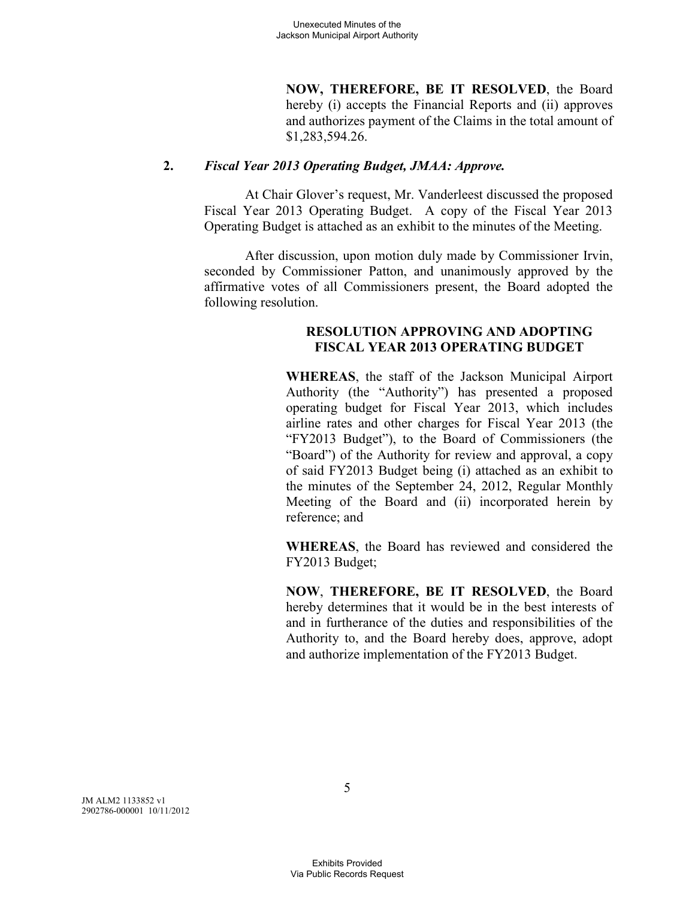**NOW, THEREFORE, BE IT RESOLVED**, the Board hereby (i) accepts the Financial Reports and (ii) approves and authorizes payment of the Claims in the total amount of $1,283,594.26.

**2.** ***Fiscal Year 2013 Operating Budget, JMAA: Approve.***

At Chair Glover's request, Mr. Vanderleest discussed the proposed Fiscal Year 2013 Operating Budget. A copy of the Fiscal Year 2013 Operating Budget is attached as an exhibit to the minutes of the Meeting.

After discussion, upon motion duly made by Commissioner Irvin, seconded by Commissioner Patton, and unanimously approved by the affirmative votes of all Commissioners present, the Board adopted the following resolution.

**RESOLUTION APPROVING AND ADOPTING FISCAL YEAR 2013 OPERATING BUDGET**

**WHEREAS**, the staff of the Jackson Municipal Airport Authority (the "Authority") has presented a proposed operating budget for Fiscal Year 2013, which includes airline rates and other charges for Fiscal Year 2013 (the "FY2013 Budget"), to the Board of Commissioners (the "Board") of the Authority for review and approval, a copy of said FY2013 Budget being (i) attached as an exhibit to the minutes of the September 24, 2012, Regular Monthly Meeting of the Board and (ii) incorporated herein by reference; and

**WHEREAS**, the Board has reviewed and considered the FY2013 Budget;

**NOW**, **THEREFORE, BE IT RESOLVED**, the Board hereby determines that it would be in the best interests of and in furtherance of the duties and responsibilities of the Authority to, and the Board hereby does, approve, adopt and authorize implementation of the FY2013 Budget.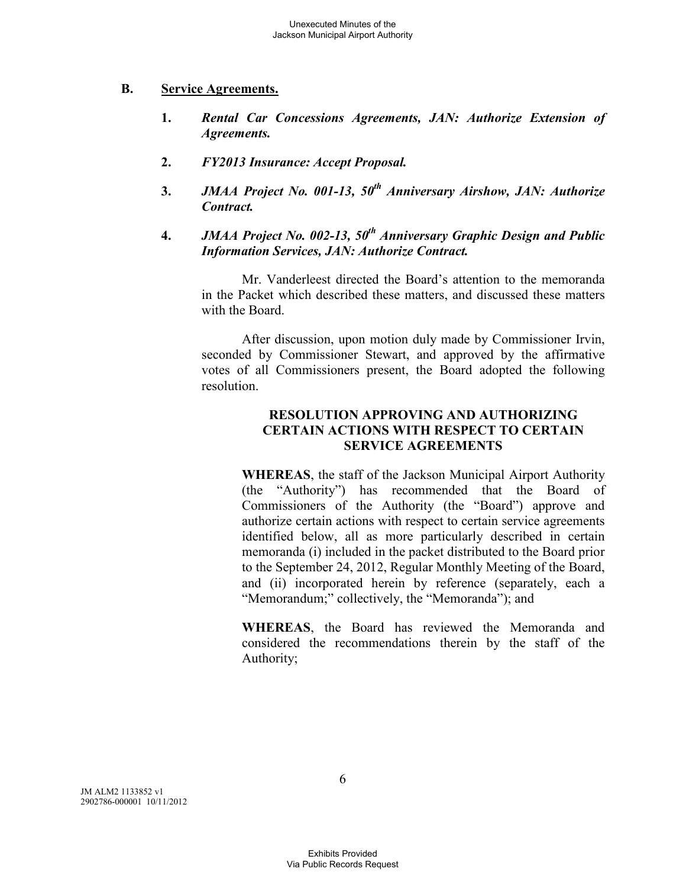## B. Service Agreements.

1. ***Rental Car Concessions Agreements, JAN: Authorize Extension of Agreements.***

2. ***FY2013 Insurance: Accept Proposal.***

3. ***JMAA Project No. 001-13, 50th Anniversary Airshow, JAN: Authorize Contract.***

4. ***JMAA Project No. 002-13, 50th Anniversary Graphic Design and Public Information Services, JAN: Authorize Contract.***

Mr. Vanderleest directed the Board's attention to the memoranda in the Packet which described these matters, and discussed these matters with the Board.

After discussion, upon motion duly made by Commissioner Irvin, seconded by Commissioner Stewart, and approved by the affirmative votes of all Commissioners present, the Board adopted the following resolution.

**RESOLUTION APPROVING AND AUTHORIZING CERTAIN ACTIONS WITH RESPECT TO CERTAIN SERVICE AGREEMENTS**

**WHEREAS**, the staff of the Jackson Municipal Airport Authority (the "Authority") has recommended that the Board of Commissioners of the Authority (the "Board") approve and authorize certain actions with respect to certain service agreements identified below, all as more particularly described in certain memoranda (i) included in the packet distributed to the Board prior to the September 24, 2012, Regular Monthly Meeting of the Board, and (ii) incorporated herein by reference (separately, each a "Memorandum;" collectively, the "Memoranda"); and

**WHEREAS**, the Board has reviewed the Memoranda and considered the recommendations therein by the staff of the Authority;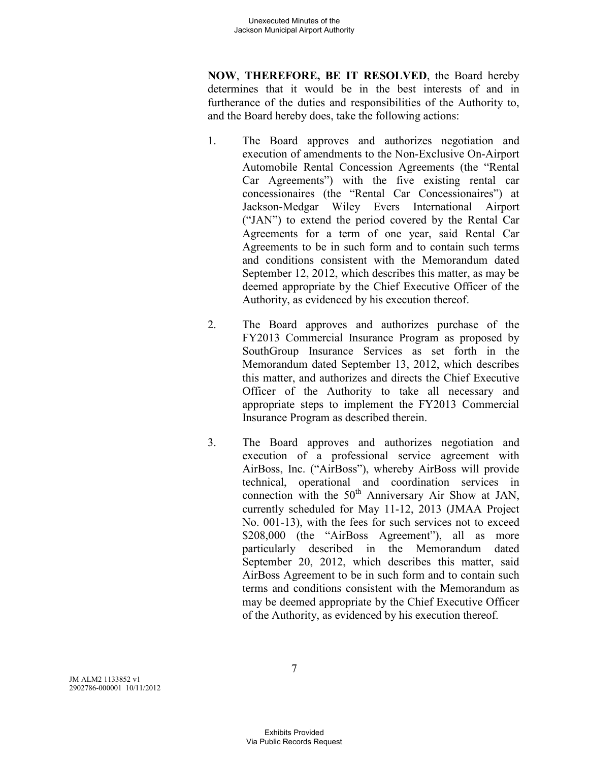**NOW**, **THEREFORE, BE IT RESOLVED**, the Board hereby determines that it would be in the best interests of and in furtherance of the duties and responsibilities of the Authority to, and the Board hereby does, take the following actions:

1. The Board approves and authorizes negotiation and execution of amendments to the Non-Exclusive On-Airport Automobile Rental Concession Agreements (the "Rental Car Agreements") with the five existing rental car concessionaires (the "Rental Car Concessionaires") at Jackson-Medgar Wiley Evers International Airport ("JAN") to extend the period covered by the Rental Car Agreements for a term of one year, said Rental Car Agreements to be in such form and to contain such terms and conditions consistent with the Memorandum dated September 12, 2012, which describes this matter, as may be deemed appropriate by the Chief Executive Officer of the Authority, as evidenced by his execution thereof.

2. The Board approves and authorizes purchase of the FY2013 Commercial Insurance Program as proposed by SouthGroup Insurance Services as set forth in the Memorandum dated September 13, 2012, which describes this matter, and authorizes and directs the Chief Executive Officer of the Authority to take all necessary and appropriate steps to implement the FY2013 Commercial Insurance Program as described therein.

3. The Board approves and authorizes negotiation and execution of a professional service agreement with AirBoss, Inc. ("AirBoss"), whereby AirBoss will provide technical, operational and coordination services in connection with the 50th Anniversary Air Show at JAN, currently scheduled for May 11-12, 2013 (JMAA Project No. 001-13), with the fees for such services not to exceed $208,000 (the "AirBoss Agreement"), all as more particularly described in the Memorandum dated September 20, 2012, which describes this matter, said AirBoss Agreement to be in such form and to contain such terms and conditions consistent with the Memorandum as may be deemed appropriate by the Chief Executive Officer of the Authority, as evidenced by his execution thereof.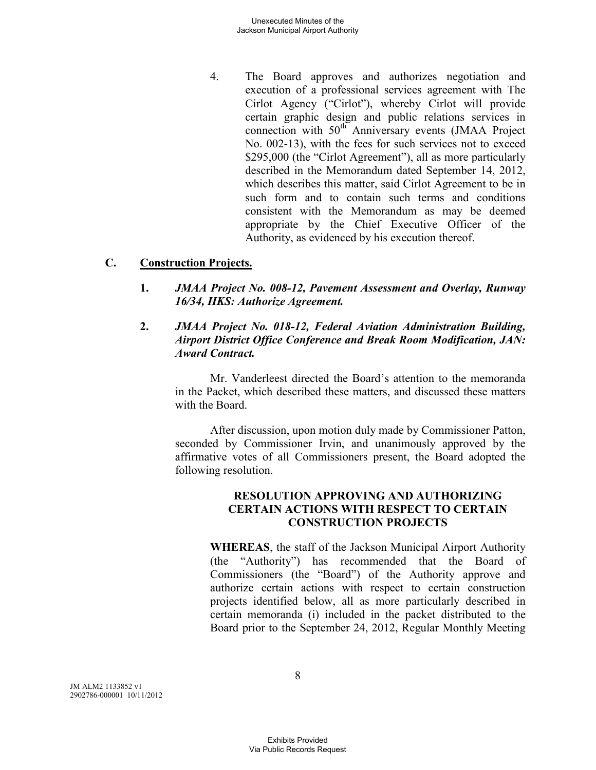4. The Board approves and authorizes negotiation and execution of a professional services agreement with The Cirlot Agency ("Cirlot"), whereby Cirlot will provide certain graphic design and public relations services in connection with 50th Anniversary events (JMAA Project No. 002-13), with the fees for such services not to exceed $295,000 (the "Cirlot Agreement"), all as more particularly described in the Memorandum dated September 14, 2012, which describes this matter, said Cirlot Agreement to be in such form and to contain such terms and conditions consistent with the Memorandum as may be deemed appropriate by the Chief Executive Officer of the Authority, as evidenced by his execution thereof.

## C. Construction Projects.

**1.** ***JMAA Project No. 008-12, Pavement Assessment and Overlay, Runway 16/34, HKS: Authorize Agreement.***

**2.** ***JMAA Project No. 018-12, Federal Aviation Administration Building, Airport District Office Conference and Break Room Modification, JAN: Award Contract.***

Mr. Vanderleest directed the Board's attention to the memoranda in the Packet, which described these matters, and discussed these matters with the Board.

After discussion, upon motion duly made by Commissioner Patton, seconded by Commissioner Irvin, and unanimously approved by the affirmative votes of all Commissioners present, the Board adopted the following resolution.

**RESOLUTION APPROVING AND AUTHORIZING CERTAIN ACTIONS WITH RESPECT TO CERTAIN CONSTRUCTION PROJECTS**

**WHEREAS**, the staff of the Jackson Municipal Airport Authority (the "Authority") has recommended that the Board of Commissioners (the "Board") of the Authority approve and authorize certain actions with respect to certain construction projects identified below, all as more particularly described in certain memoranda (i) included in the packet distributed to the Board prior to the September 24, 2012, Regular Monthly Meeting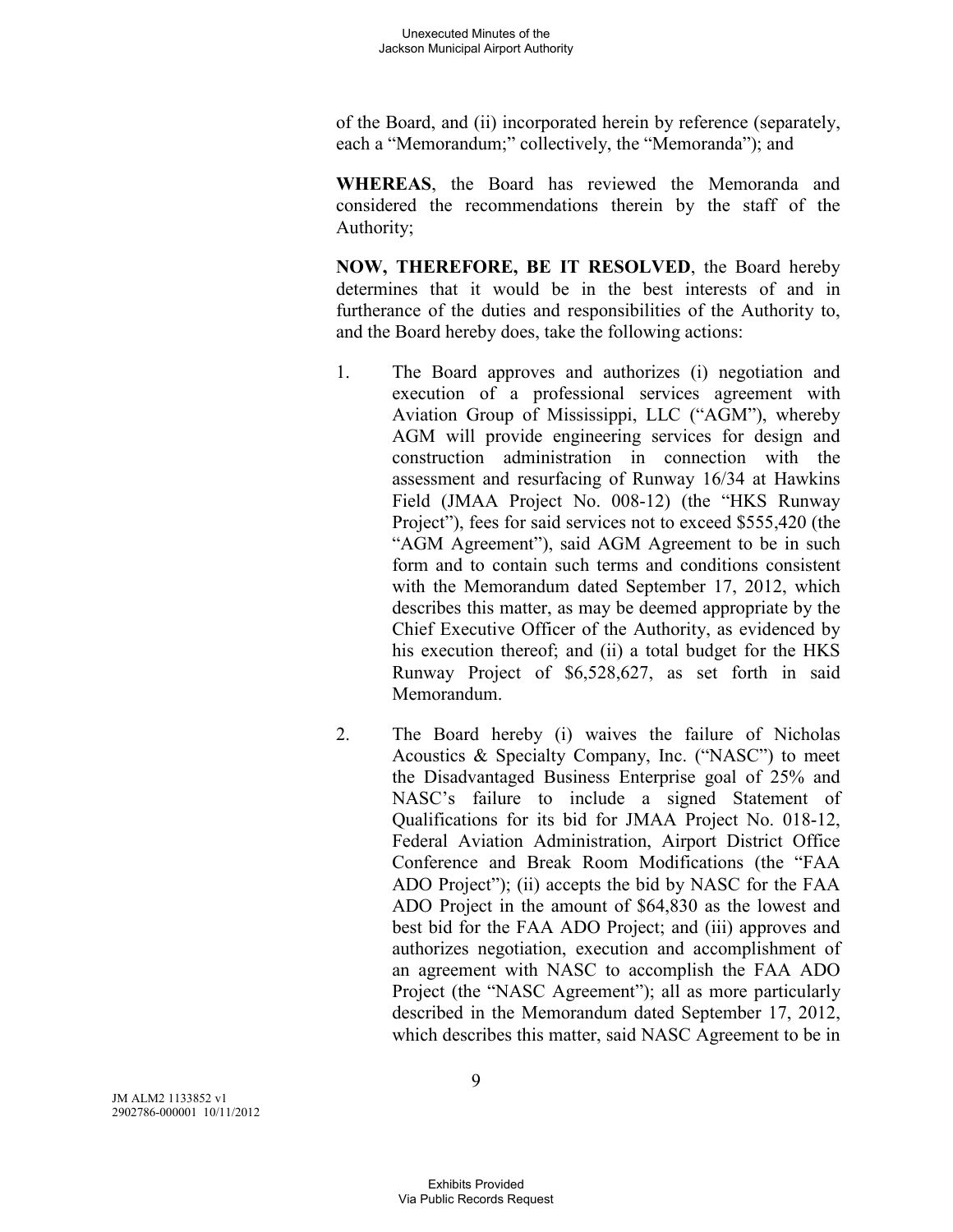of the Board, and (ii) incorporated herein by reference (separately, each a "Memorandum;" collectively, the "Memoranda"); and

**WHEREAS**, the Board has reviewed the Memoranda and considered the recommendations therein by the staff of the Authority;

**NOW, THEREFORE, BE IT RESOLVED**, the Board hereby determines that it would be in the best interests of and in furtherance of the duties and responsibilities of the Authority to, and the Board hereby does, take the following actions:

1. The Board approves and authorizes (i) negotiation and execution of a professional services agreement with Aviation Group of Mississippi, LLC ("AGM"), whereby AGM will provide engineering services for design and construction administration in connection with the assessment and resurfacing of Runway 16/34 at Hawkins Field (JMAA Project No. 008-12) (the "HKS Runway Project"), fees for said services not to exceed $555,420 (the "AGM Agreement"), said AGM Agreement to be in such form and to contain such terms and conditions consistent with the Memorandum dated September 17, 2012, which describes this matter, as may be deemed appropriate by the Chief Executive Officer of the Authority, as evidenced by his execution thereof; and (ii) a total budget for the HKS Runway Project of $6,528,627, as set forth in said Memorandum.

2. The Board hereby (i) waives the failure of Nicholas Acoustics & Specialty Company, Inc. ("NASC") to meet the Disadvantaged Business Enterprise goal of 25% and NASC's failure to include a signed Statement of Qualifications for its bid for JMAA Project No. 018-12, Federal Aviation Administration, Airport District Office Conference and Break Room Modifications (the "FAA ADO Project"); (ii) accepts the bid by NASC for the FAA ADO Project in the amount of $64,830 as the lowest and best bid for the FAA ADO Project; and (iii) approves and authorizes negotiation, execution and accomplishment of an agreement with NASC to accomplish the FAA ADO Project (the "NASC Agreement"); all as more particularly described in the Memorandum dated September 17, 2012, which describes this matter, said NASC Agreement to be in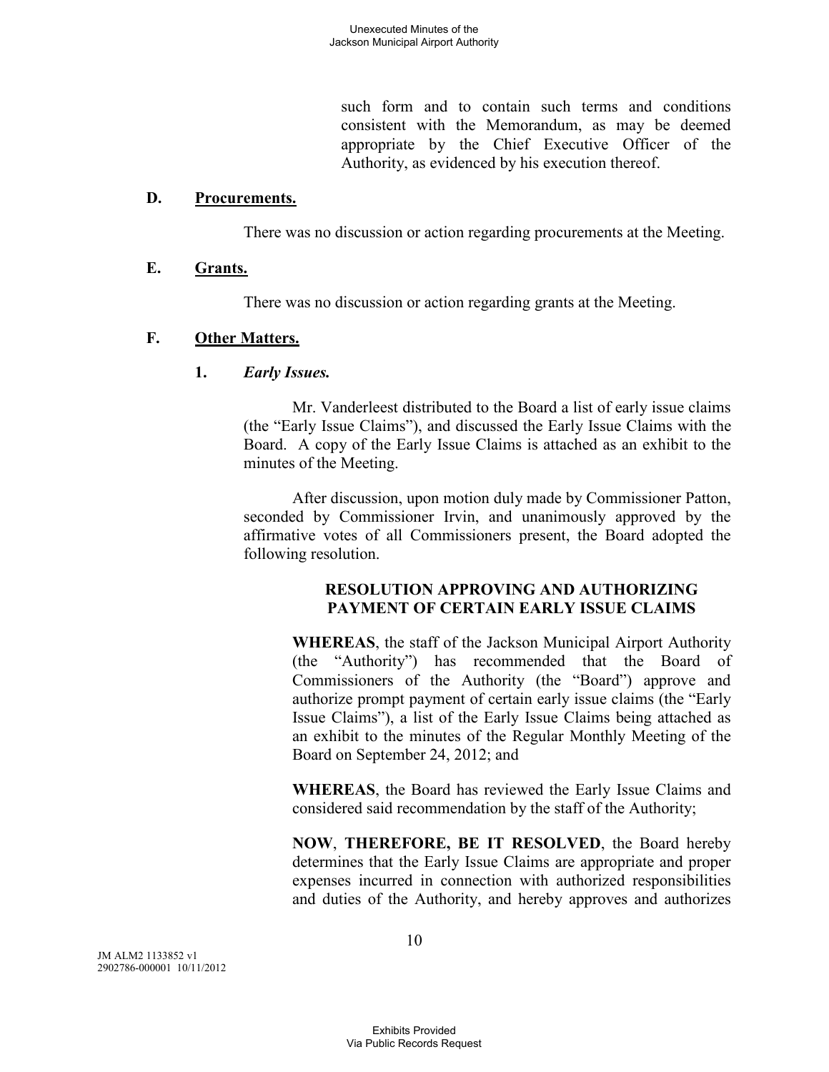such form and to contain such terms and conditions consistent with the Memorandum, as may be deemed appropriate by the Chief Executive Officer of the Authority, as evidenced by his execution thereof.

### D. Procurements.

There was no discussion or action regarding procurements at the Meeting.

### E. Grants.

There was no discussion or action regarding grants at the Meeting.

### F. Other Matters.

#### 1. *Early Issues.*

Mr. Vanderleest distributed to the Board a list of early issue claims (the "Early Issue Claims"), and discussed the Early Issue Claims with the Board. A copy of the Early Issue Claims is attached as an exhibit to the minutes of the Meeting.

After discussion, upon motion duly made by Commissioner Patton, seconded by Commissioner Irvin, and unanimously approved by the affirmative votes of all Commissioners present, the Board adopted the following resolution.

**RESOLUTION APPROVING AND AUTHORIZING PAYMENT OF CERTAIN EARLY ISSUE CLAIMS**

**WHEREAS**, the staff of the Jackson Municipal Airport Authority (the "Authority") has recommended that the Board of Commissioners of the Authority (the "Board") approve and authorize prompt payment of certain early issue claims (the "Early Issue Claims"), a list of the Early Issue Claims being attached as an exhibit to the minutes of the Regular Monthly Meeting of the Board on September 24, 2012; and

**WHEREAS**, the Board has reviewed the Early Issue Claims and considered said recommendation by the staff of the Authority;

**NOW**, **THEREFORE, BE IT RESOLVED**, the Board hereby determines that the Early Issue Claims are appropriate and proper expenses incurred in connection with authorized responsibilities and duties of the Authority, and hereby approves and authorizes

JM ALM2 1133852 v1
2902786-000001 10/11/2012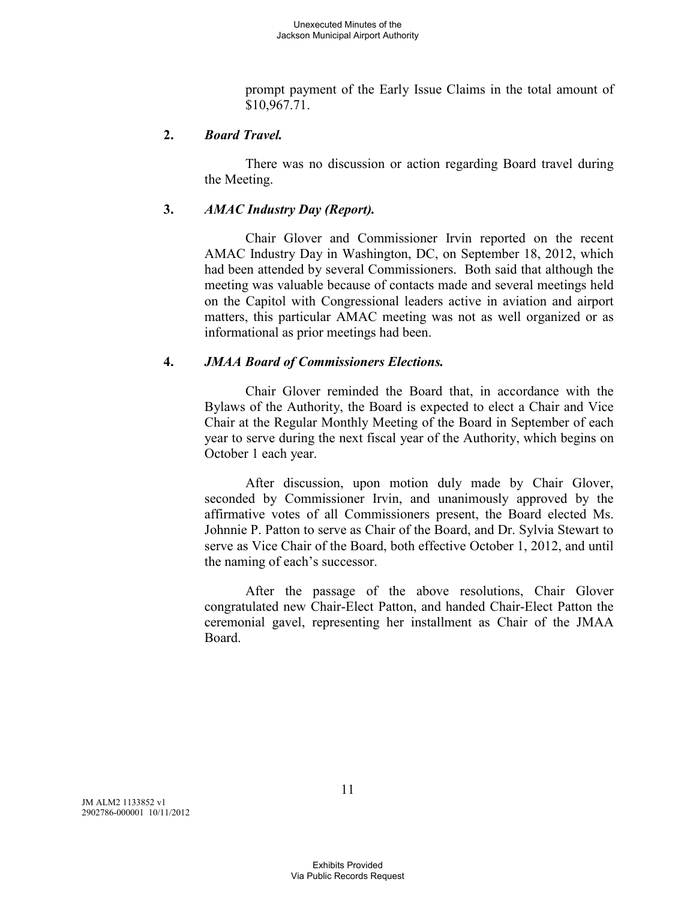prompt payment of the Early Issue Claims in the total amount of $10,967.71.

**2. *Board Travel.***

There was no discussion or action regarding Board travel during the Meeting.

**3. *AMAC Industry Day (Report).***

Chair Glover and Commissioner Irvin reported on the recent AMAC Industry Day in Washington, DC, on September 18, 2012, which had been attended by several Commissioners. Both said that although the meeting was valuable because of contacts made and several meetings held on the Capitol with Congressional leaders active in aviation and airport matters, this particular AMAC meeting was not as well organized or as informational as prior meetings had been.

**4. *JMAA Board of Commissioners Elections.***

Chair Glover reminded the Board that, in accordance with the Bylaws of the Authority, the Board is expected to elect a Chair and Vice Chair at the Regular Monthly Meeting of the Board in September of each year to serve during the next fiscal year of the Authority, which begins on October 1 each year.

After discussion, upon motion duly made by Chair Glover, seconded by Commissioner Irvin, and unanimously approved by the affirmative votes of all Commissioners present, the Board elected Ms. Johnnie P. Patton to serve as Chair of the Board, and Dr. Sylvia Stewart to serve as Vice Chair of the Board, both effective October 1, 2012, and until the naming of each's successor.

After the passage of the above resolutions, Chair Glover congratulated new Chair-Elect Patton, and handed Chair-Elect Patton the ceremonial gavel, representing her installment as Chair of the JMAA Board.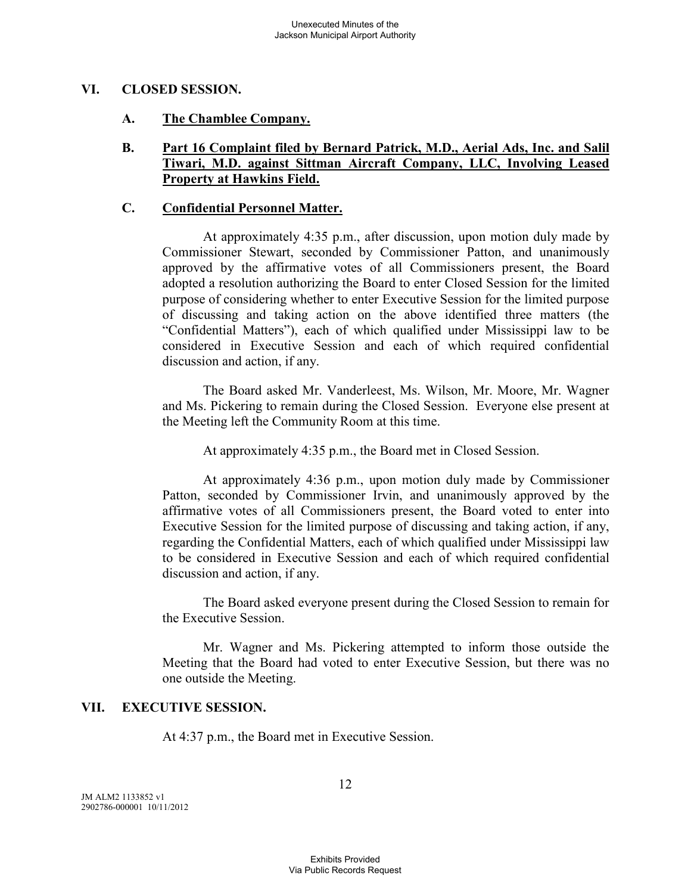## VI. CLOSED SESSION.

### A. The Chamblee Company.

### B. Part 16 Complaint filed by Bernard Patrick, M.D., Aerial Ads, Inc. and Salil Tiwari, M.D. against Sittman Aircraft Company, LLC, Involving Leased Property at Hawkins Field.

### C. Confidential Personnel Matter.

At approximately 4:35 p.m., after discussion, upon motion duly made by Commissioner Stewart, seconded by Commissioner Patton, and unanimously approved by the affirmative votes of all Commissioners present, the Board adopted a resolution authorizing the Board to enter Closed Session for the limited purpose of considering whether to enter Executive Session for the limited purpose of discussing and taking action on the above identified three matters (the "Confidential Matters"), each of which qualified under Mississippi law to be considered in Executive Session and each of which required confidential discussion and action, if any.

The Board asked Mr. Vanderleest, Ms. Wilson, Mr. Moore, Mr. Wagner and Ms. Pickering to remain during the Closed Session. Everyone else present at the Meeting left the Community Room at this time.

At approximately 4:35 p.m., the Board met in Closed Session.

At approximately 4:36 p.m., upon motion duly made by Commissioner Patton, seconded by Commissioner Irvin, and unanimously approved by the affirmative votes of all Commissioners present, the Board voted to enter into Executive Session for the limited purpose of discussing and taking action, if any, regarding the Confidential Matters, each of which qualified under Mississippi law to be considered in Executive Session and each of which required confidential discussion and action, if any.

The Board asked everyone present during the Closed Session to remain for the Executive Session.

Mr. Wagner and Ms. Pickering attempted to inform those outside the Meeting that the Board had voted to enter Executive Session, but there was no one outside the Meeting.

## VII. EXECUTIVE SESSION.

At 4:37 p.m., the Board met in Executive Session.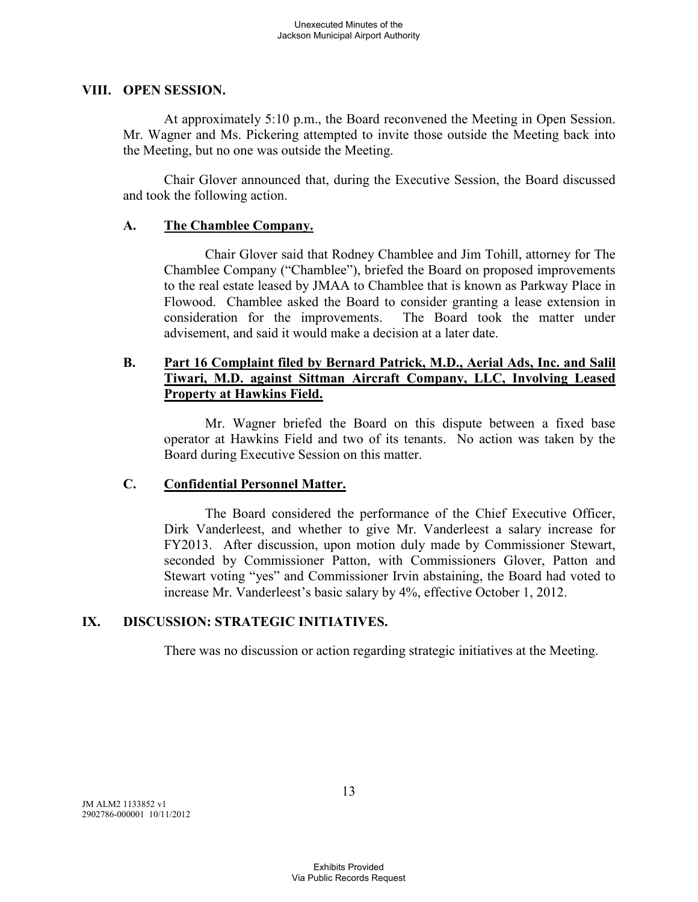## VIII. OPEN SESSION.

At approximately 5:10 p.m., the Board reconvened the Meeting in Open Session. Mr. Wagner and Ms. Pickering attempted to invite those outside the Meeting back into the Meeting, but no one was outside the Meeting.

Chair Glover announced that, during the Executive Session, the Board discussed and took the following action.

### A. The Chamblee Company.

Chair Glover said that Rodney Chamblee and Jim Tohill, attorney for The Chamblee Company ("Chamblee"), briefed the Board on proposed improvements to the real estate leased by JMAA to Chamblee that is known as Parkway Place in Flowood. Chamblee asked the Board to consider granting a lease extension in consideration for the improvements. The Board took the matter under advisement, and said it would make a decision at a later date.

### B. Part 16 Complaint filed by Bernard Patrick, M.D., Aerial Ads, Inc. and Salil Tiwari, M.D. against Sittman Aircraft Company, LLC, Involving Leased Property at Hawkins Field.

Mr. Wagner briefed the Board on this dispute between a fixed base operator at Hawkins Field and two of its tenants. No action was taken by the Board during Executive Session on this matter.

### C. Confidential Personnel Matter.

The Board considered the performance of the Chief Executive Officer, Dirk Vanderleest, and whether to give Mr. Vanderleest a salary increase for FY2013. After discussion, upon motion duly made by Commissioner Stewart, seconded by Commissioner Patton, with Commissioners Glover, Patton and Stewart voting "yes" and Commissioner Irvin abstaining, the Board had voted to increase Mr. Vanderleest's basic salary by 4%, effective October 1, 2012.

## IX. DISCUSSION: STRATEGIC INITIATIVES.

There was no discussion or action regarding strategic initiatives at the Meeting.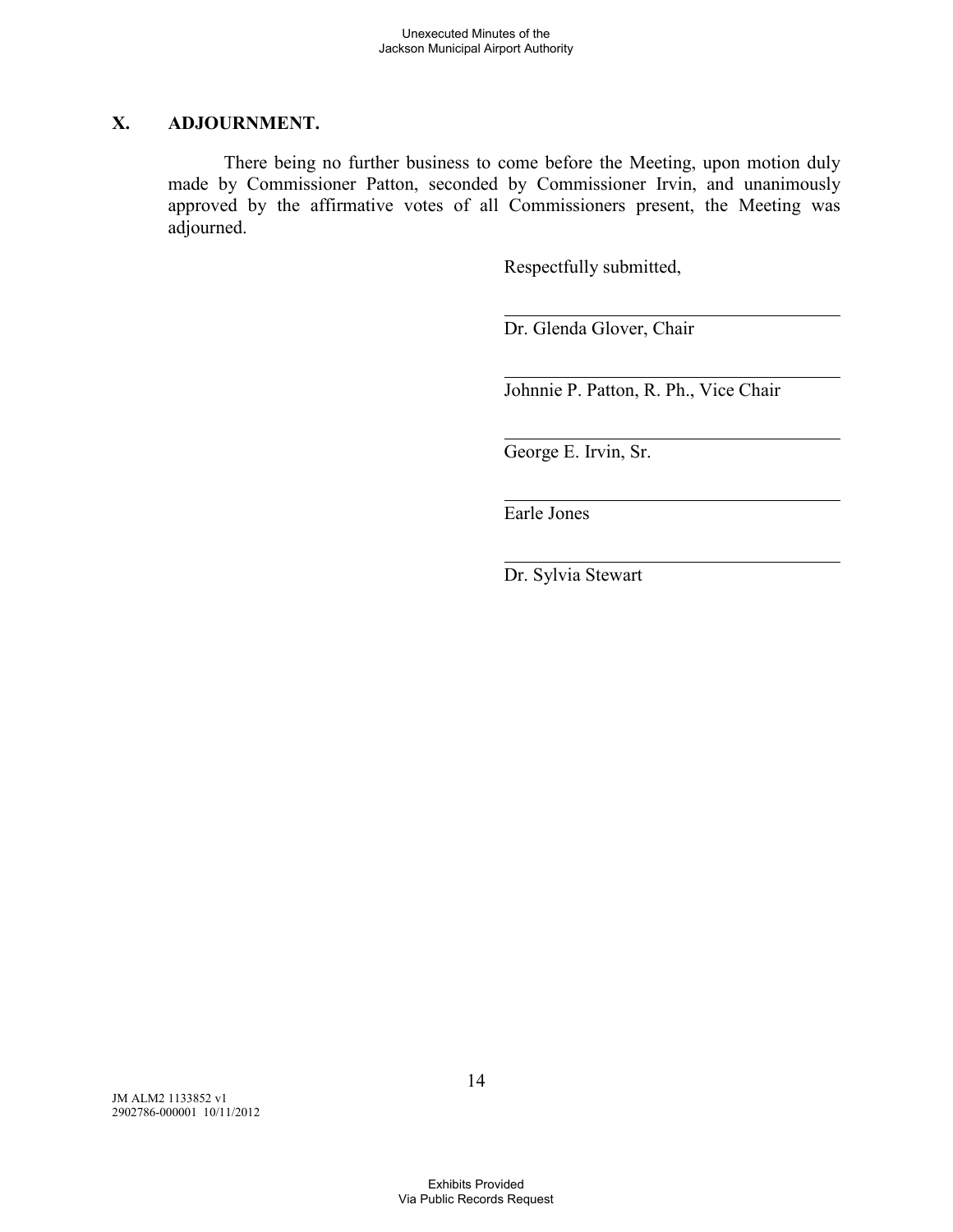## X. ADJOURNMENT.

There being no further business to come before the Meeting, upon motion duly made by Commissioner Patton, seconded by Commissioner Irvin, and unanimously approved by the affirmative votes of all Commissioners present, the Meeting was adjourned.

Respectfully submitted,

\_\_\_\_\_\_\_\_\_\_\_\_\_\_\_\_\_\_\_\_\_\_\_\_\_\_\_\_\_\_\_\_\_\_

Dr. Glenda Glover, Chair

\_\_\_\_\_\_\_\_\_\_\_\_\_\_\_\_\_\_\_\_\_\_\_\_\_\_\_\_\_\_\_\_\_\_

Johnnie P. Patton, R. Ph., Vice Chair

\_\_\_\_\_\_\_\_\_\_\_\_\_\_\_\_\_\_\_\_\_\_\_\_\_\_\_\_\_\_\_\_\_\_

George E. Irvin, Sr.

\_\_\_\_\_\_\_\_\_\_\_\_\_\_\_\_\_\_\_\_\_\_\_\_\_\_\_\_\_\_\_\_\_\_

Earle Jones

\_\_\_\_\_\_\_\_\_\_\_\_\_\_\_\_\_\_\_\_\_\_\_\_\_\_\_\_\_\_\_\_\_\_

Dr. Sylvia Stewart

JM ALM2 1133852 v1
2902786-000001 10/11/2012